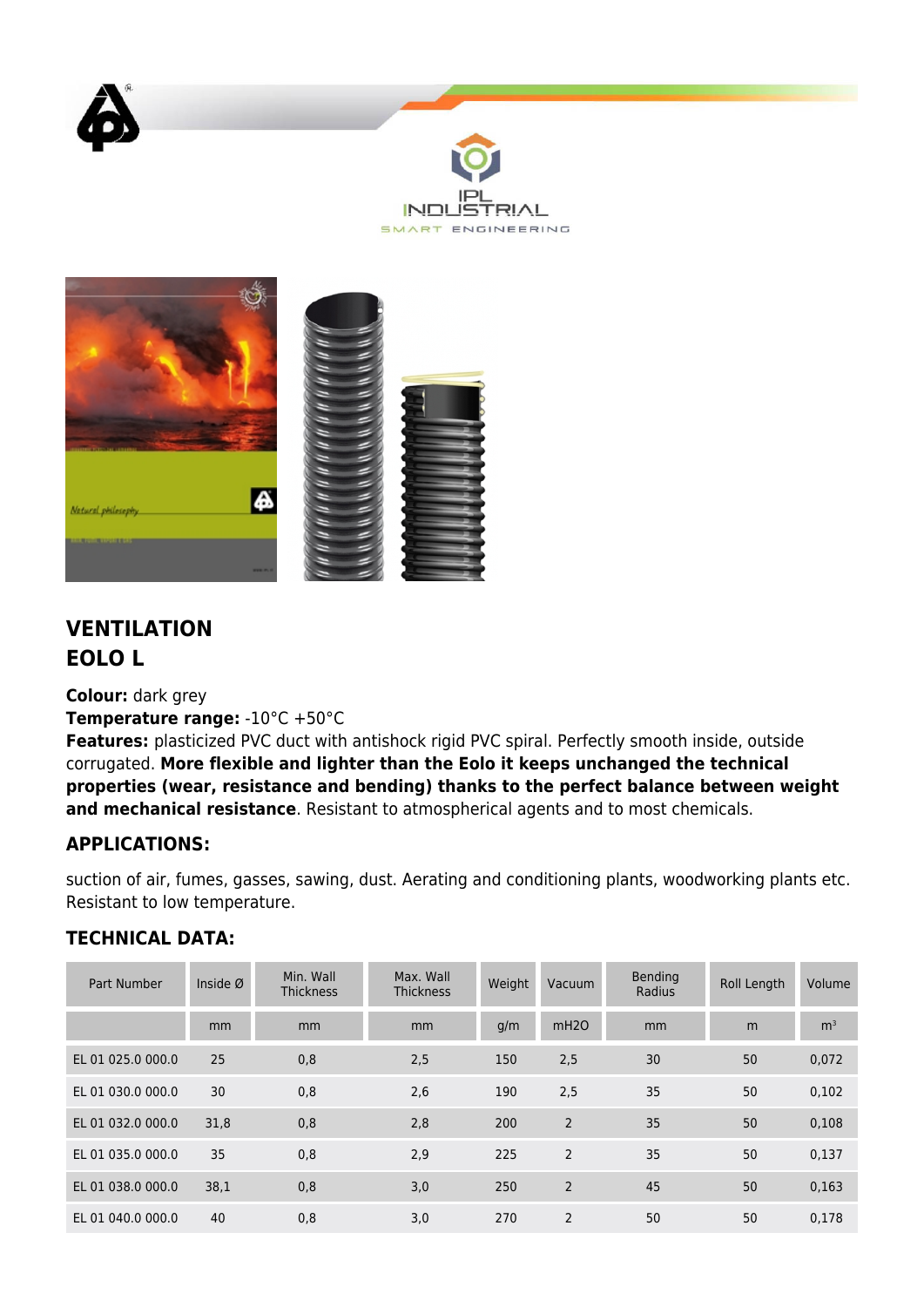IPL INDUSTRIAL

SMART ENGINEERING

## VENTILATION
## EOLO L

**Colour:** dark grey
**Temperature range:** -10°C +50°C
**Features:** plasticized PVC duct with antishock rigid PVC spiral. Perfectly smooth inside, outside corrugated. **More flexible and lighter than the Eolo it keeps unchanged the technical properties (wear, resistance and bending) thanks to the perfect balance between weight and mechanical resistance**. Resistant to atmospherical agents and to most chemicals.

### APPLICATIONS:

suction of air, fumes, gasses, sawing, dust. Aerating and conditioning plants, woodworking plants etc. Resistant to low temperature.

### TECHNICAL DATA:

| Part Number | Inside Ø | Min. Wall Thickness | Max. Wall Thickness | Weight | Vacuum | Bending Radius | Roll Length | Volume |
|---|---|---|---|---|---|---|---|---|
| | mm | mm | mm | g/m | mH2O | mm | m | m³ |
| EL 01 025.0 000.0 | 25 | 0,8 | 2,5 | 150 | 2,5 | 30 | 50 | 0,072 |
| EL 01 030.0 000.0 | 30 | 0,8 | 2,6 | 190 | 2,5 | 35 | 50 | 0,102 |
| EL 01 032.0 000.0 | 31,8 | 0,8 | 2,8 | 200 | 2 | 35 | 50 | 0,108 |
| EL 01 035.0 000.0 | 35 | 0,8 | 2,9 | 225 | 2 | 35 | 50 | 0,137 |
| EL 01 038.0 000.0 | 38,1 | 0,8 | 3,0 | 250 | 2 | 45 | 50 | 0,163 |
| EL 01 040.0 000.0 | 40 | 0,8 | 3,0 | 270 | 2 | 50 | 50 | 0,178 |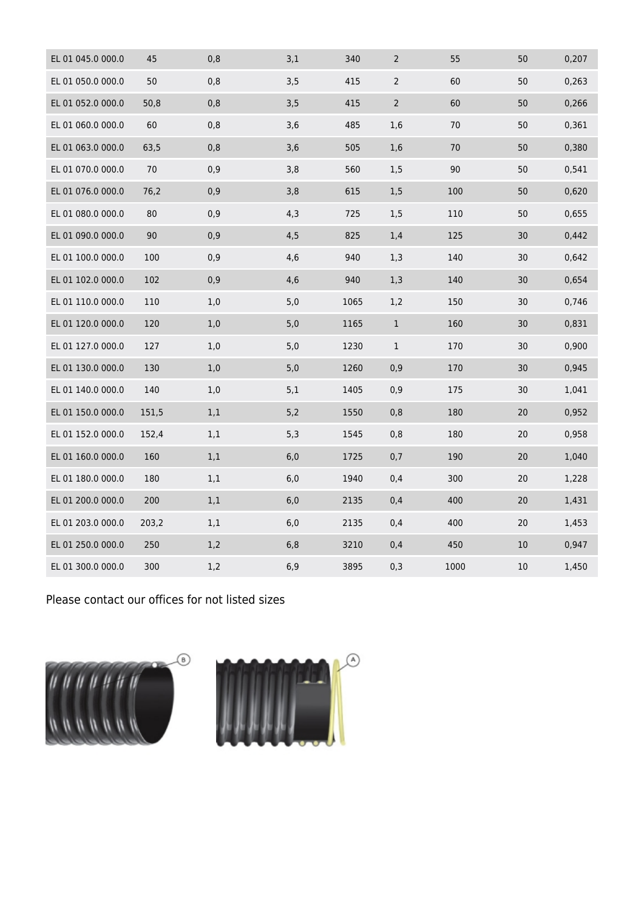| | | | | | | | | |
|---|---|---|---|---|---|---|---|---|
| EL 01 045.0 000.0 | 45 | 0,8 | 3,1 | 340 | 2 | 55 | 50 | 0,207 |
| EL 01 050.0 000.0 | 50 | 0,8 | 3,5 | 415 | 2 | 60 | 50 | 0,263 |
| EL 01 052.0 000.0 | 50,8 | 0,8 | 3,5 | 415 | 2 | 60 | 50 | 0,266 |
| EL 01 060.0 000.0 | 60 | 0,8 | 3,6 | 485 | 1,6 | 70 | 50 | 0,361 |
| EL 01 063.0 000.0 | 63,5 | 0,8 | 3,6 | 505 | 1,6 | 70 | 50 | 0,380 |
| EL 01 070.0 000.0 | 70 | 0,9 | 3,8 | 560 | 1,5 | 90 | 50 | 0,541 |
| EL 01 076.0 000.0 | 76,2 | 0,9 | 3,8 | 615 | 1,5 | 100 | 50 | 0,620 |
| EL 01 080.0 000.0 | 80 | 0,9 | 4,3 | 725 | 1,5 | 110 | 50 | 0,655 |
| EL 01 090.0 000.0 | 90 | 0,9 | 4,5 | 825 | 1,4 | 125 | 30 | 0,442 |
| EL 01 100.0 000.0 | 100 | 0,9 | 4,6 | 940 | 1,3 | 140 | 30 | 0,642 |
| EL 01 102.0 000.0 | 102 | 0,9 | 4,6 | 940 | 1,3 | 140 | 30 | 0,654 |
| EL 01 110.0 000.0 | 110 | 1,0 | 5,0 | 1065 | 1,2 | 150 | 30 | 0,746 |
| EL 01 120.0 000.0 | 120 | 1,0 | 5,0 | 1165 | 1 | 160 | 30 | 0,831 |
| EL 01 127.0 000.0 | 127 | 1,0 | 5,0 | 1230 | 1 | 170 | 30 | 0,900 |
| EL 01 130.0 000.0 | 130 | 1,0 | 5,0 | 1260 | 0,9 | 170 | 30 | 0,945 |
| EL 01 140.0 000.0 | 140 | 1,0 | 5,1 | 1405 | 0,9 | 175 | 30 | 1,041 |
| EL 01 150.0 000.0 | 151,5 | 1,1 | 5,2 | 1550 | 0,8 | 180 | 20 | 0,952 |
| EL 01 152.0 000.0 | 152,4 | 1,1 | 5,3 | 1545 | 0,8 | 180 | 20 | 0,958 |
| EL 01 160.0 000.0 | 160 | 1,1 | 6,0 | 1725 | 0,7 | 190 | 20 | 1,040 |
| EL 01 180.0 000.0 | 180 | 1,1 | 6,0 | 1940 | 0,4 | 300 | 20 | 1,228 |
| EL 01 200.0 000.0 | 200 | 1,1 | 6,0 | 2135 | 0,4 | 400 | 20 | 1,431 |
| EL 01 203.0 000.0 | 203,2 | 1,1 | 6,0 | 2135 | 0,4 | 400 | 20 | 1,453 |
| EL 01 250.0 000.0 | 250 | 1,2 | 6,8 | 3210 | 0,4 | 450 | 10 | 0,947 |
| EL 01 300.0 000.0 | 300 | 1,2 | 6,9 | 3895 | 0,3 | 1000 | 10 | 1,450 |

Please contact our offices for not listed sizes

B

A